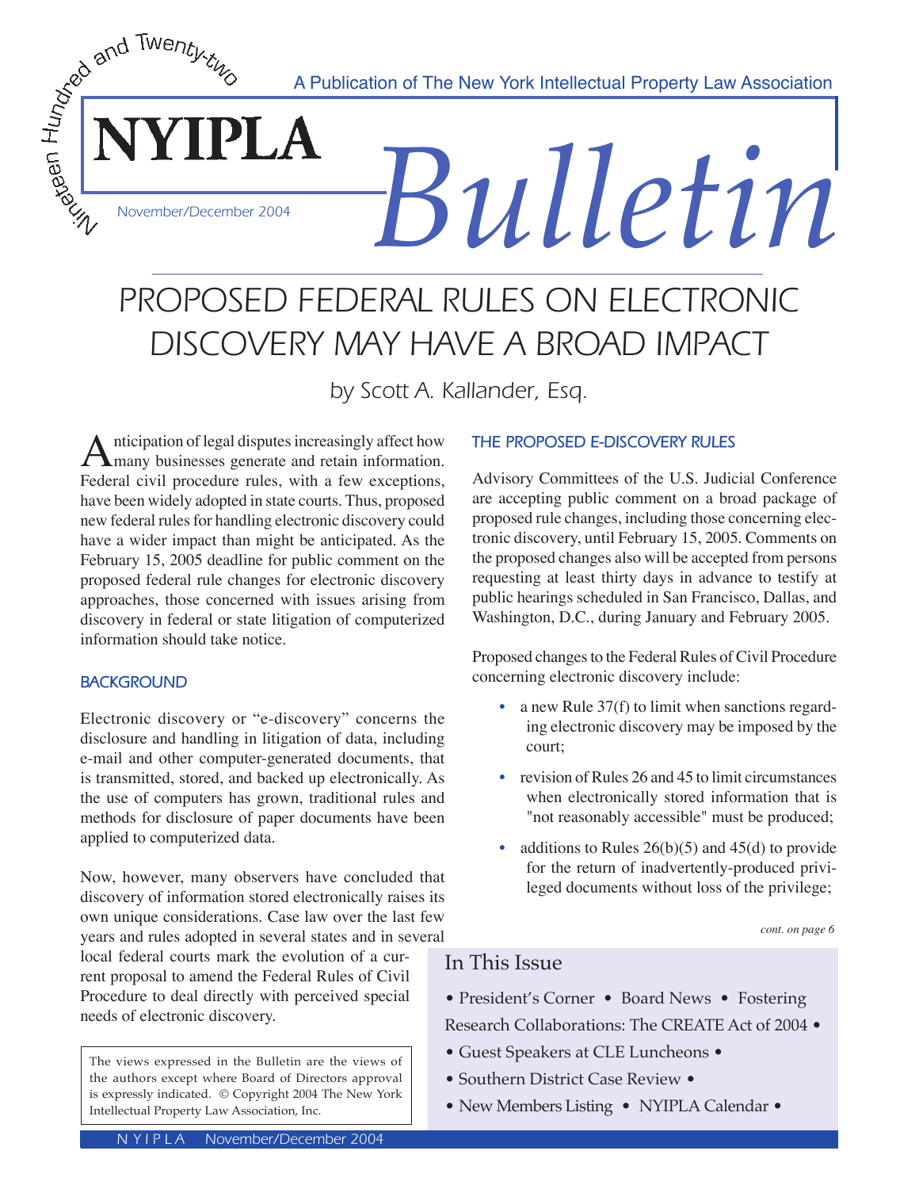Nineteen Hundred and Twenty-two

A Publication of The New York Intellectual Property Law Association

# NYIPLA *Bulletin*

November/December 2004

# PROPOSED FEDERAL RULES ON ELECTRONIC DISCOVERY MAY HAVE A BROAD IMPACT

*by Scott A. Kallander, Esq.*

Anticipation of legal disputes increasingly affect how many businesses generate and retain information. Federal civil procedure rules, with a few exceptions, have been widely adopted in state courts. Thus, proposed new federal rules for handling electronic discovery could have a wider impact than might be anticipated. As the February 15, 2005 deadline for public comment on the proposed federal rule changes for electronic discovery approaches, those concerned with issues arising from discovery in federal or state litigation of computerized information should take notice.

## BACKGROUND

Electronic discovery or "e-discovery" concerns the disclosure and handling in litigation of data, including e-mail and other computer-generated documents, that is transmitted, stored, and backed up electronically. As the use of computers has grown, traditional rules and methods for disclosure of paper documents have been applied to computerized data.

Now, however, many observers have concluded that discovery of information stored electronically raises its own unique considerations. Case law over the last few years and rules adopted in several states and in several local federal courts mark the evolution of a current proposal to amend the Federal Rules of Civil Procedure to deal directly with perceived special needs of electronic discovery.

## THE PROPOSED E-DISCOVERY RULES

Advisory Committees of the U.S. Judicial Conference are accepting public comment on a broad package of proposed rule changes, including those concerning electronic discovery, until February 15, 2005. Comments on the proposed changes also will be accepted from persons requesting at least thirty days in advance to testify at public hearings scheduled in San Francisco, Dallas, and Washington, D.C., during January and February 2005.

Proposed changes to the Federal Rules of Civil Procedure concerning electronic discovery include:

- a new Rule 37(f) to limit when sanctions regarding electronic discovery may be imposed by the court;
- revision of Rules 26 and 45 to limit circumstances when electronically stored information that is "not reasonably accessible" must be produced;
- additions to Rules 26(b)(5) and 45(d) to provide for the return of inadvertently-produced privileged documents without loss of the privilege;

*cont. on page 6*

The views expressed in the Bulletin are the views of the authors except where Board of Directors approval is expressly indicated. © Copyright 2004 The New York Intellectual Property Law Association, Inc.

## In This Issue

- President's Corner • Board News • Fostering Research Collaborations: The CREATE Act of 2004 •
- Guest Speakers at CLE Luncheons •
- Southern District Case Review •
- New Members Listing • NYIPLA Calendar •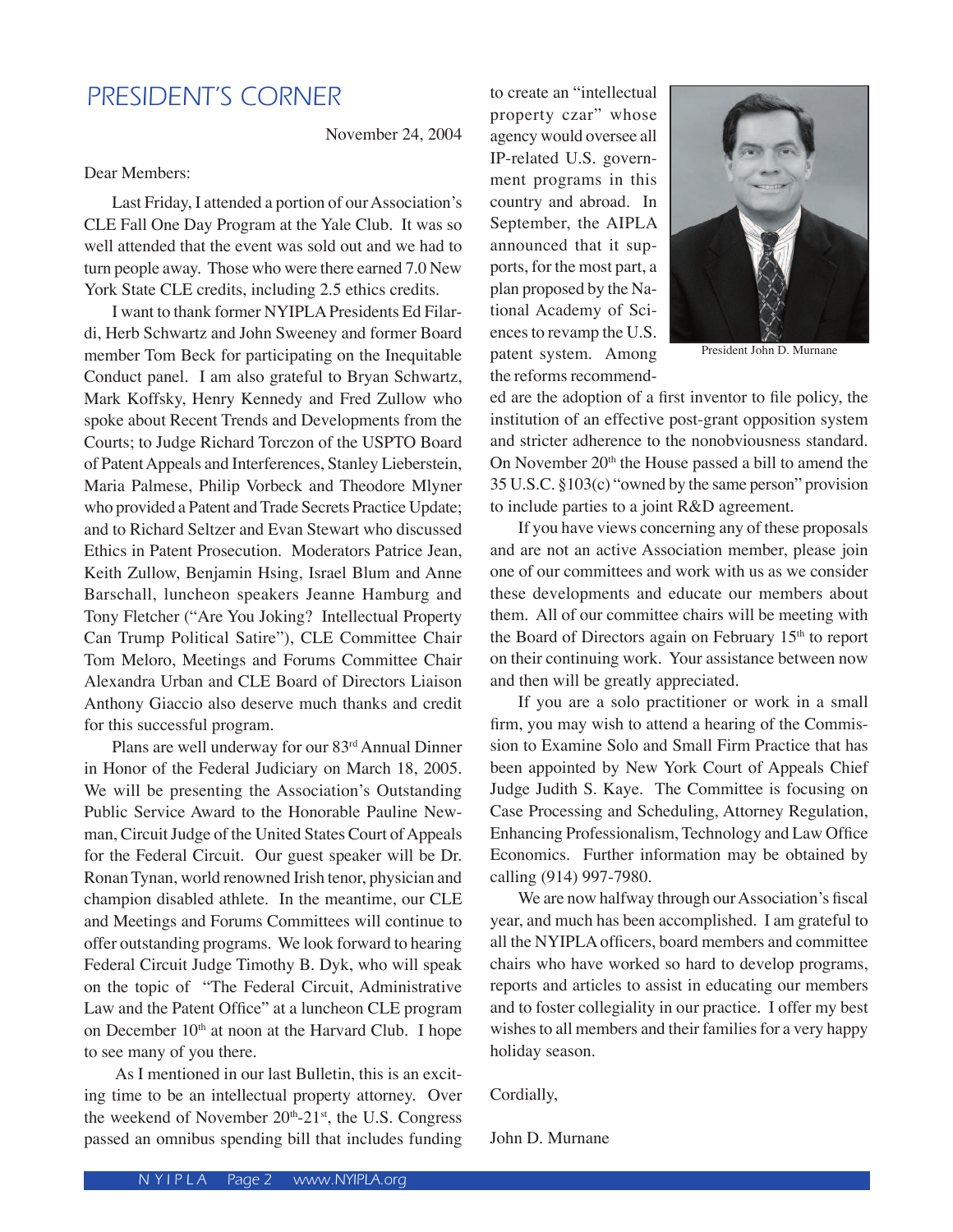# PRESIDENT'S CORNER

November 24, 2004

Dear Members:

Last Friday, I attended a portion of our Association's CLE Fall One Day Program at the Yale Club. It was so well attended that the event was sold out and we had to turn people away. Those who were there earned 7.0 New York State CLE credits, including 2.5 ethics credits.

I want to thank former NYIPLA Presidents Ed Filardi, Herb Schwartz and John Sweeney and former Board member Tom Beck for participating on the Inequitable Conduct panel. I am also grateful to Bryan Schwartz, Mark Koffsky, Henry Kennedy and Fred Zullow who spoke about Recent Trends and Developments from the Courts; to Judge Richard Torczon of the USPTO Board of Patent Appeals and Interferences, Stanley Lieberstein, Maria Palmese, Philip Vorbeck and Theodore Mlyner who provided a Patent and Trade Secrets Practice Update; and to Richard Seltzer and Evan Stewart who discussed Ethics in Patent Prosecution. Moderators Patrice Jean, Keith Zullow, Benjamin Hsing, Israel Blum and Anne Barschall, luncheon speakers Jeanne Hamburg and Tony Fletcher ("Are You Joking? Intellectual Property Can Trump Political Satire"), CLE Committee Chair Tom Meloro, Meetings and Forums Committee Chair Alexandra Urban and CLE Board of Directors Liaison Anthony Giaccio also deserve much thanks and credit for this successful program.

Plans are well underway for our 83rd Annual Dinner in Honor of the Federal Judiciary on March 18, 2005. We will be presenting the Association's Outstanding Public Service Award to the Honorable Pauline Newman, Circuit Judge of the United States Court of Appeals for the Federal Circuit. Our guest speaker will be Dr. Ronan Tynan, world renowned Irish tenor, physician and champion disabled athlete. In the meantime, our CLE and Meetings and Forums Committees will continue to offer outstanding programs. We look forward to hearing Federal Circuit Judge Timothy B. Dyk, who will speak on the topic of "The Federal Circuit, Administrative Law and the Patent Office" at a luncheon CLE program on December 10th at noon at the Harvard Club. I hope to see many of you there.

As I mentioned in our last Bulletin, this is an exciting time to be an intellectual property attorney. Over the weekend of November 20th-21st, the U.S. Congress passed an omnibus spending bill that includes funding to create an "intellectual property czar" whose agency would oversee all IP-related U.S. government programs in this country and abroad. In September, the AIPLA announced that it supports, for the most part, a plan proposed by the National Academy of Sciences to revamp the U.S. patent system. Among the reforms recommended are the adoption of a first inventor to file policy, the institution of an effective post-grant opposition system and stricter adherence to the nonobviousness standard. On November 20th the House passed a bill to amend the 35 U.S.C. §103(c) "owned by the same person" provision to include parties to a joint R&D agreement.

President John D. Murnane

If you have views concerning any of these proposals and are not an active Association member, please join one of our committees and work with us as we consider these developments and educate our members about them. All of our committee chairs will be meeting with the Board of Directors again on February 15th to report on their continuing work. Your assistance between now and then will be greatly appreciated.

If you are a solo practitioner or work in a small firm, you may wish to attend a hearing of the Commission to Examine Solo and Small Firm Practice that has been appointed by New York Court of Appeals Chief Judge Judith S. Kaye. The Committee is focusing on Case Processing and Scheduling, Attorney Regulation, Enhancing Professionalism, Technology and Law Office Economics. Further information may be obtained by calling (914) 997-7980.

We are now halfway through our Association's fiscal year, and much has been accomplished. I am grateful to all the NYIPLA officers, board members and committee chairs who have worked so hard to develop programs, reports and articles to assist in educating our members and to foster collegiality in our practice. I offer my best wishes to all members and their families for a very happy holiday season.

Cordially,

John D. Murnane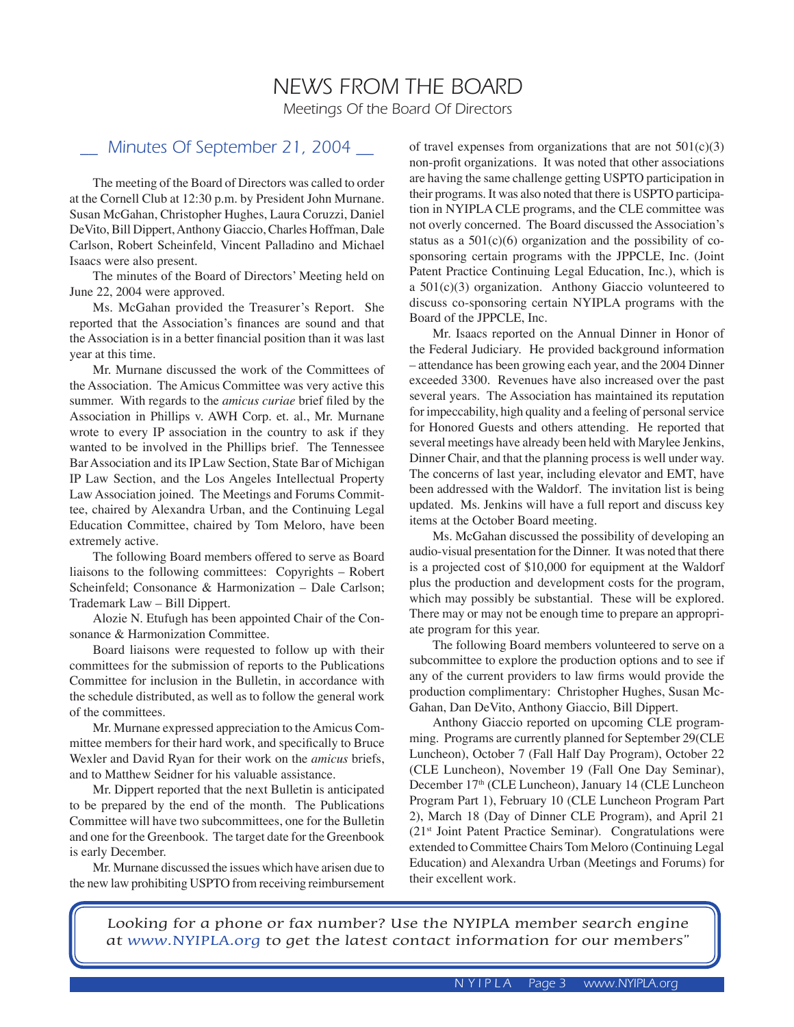# NEWS FROM THE BOARD

Meetings Of the Board Of Directors

## Minutes Of September 21, 2004

The meeting of the Board of Directors was called to order at the Cornell Club at 12:30 p.m. by President John Murnane. Susan McGahan, Christopher Hughes, Laura Coruzzi, Daniel DeVito, Bill Dippert, Anthony Giaccio, Charles Hoffman, Dale Carlson, Robert Scheinfeld, Vincent Palladino and Michael Isaacs were also present.

The minutes of the Board of Directors' Meeting held on June 22, 2004 were approved.

Ms. McGahan provided the Treasurer's Report. She reported that the Association's finances are sound and that the Association is in a better financial position than it was last year at this time.

Mr. Murnane discussed the work of the Committees of the Association. The Amicus Committee was very active this summer. With regards to the *amicus curiae* brief filed by the Association in Phillips v. AWH Corp. et. al., Mr. Murnane wrote to every IP association in the country to ask if they wanted to be involved in the Phillips brief. The Tennessee Bar Association and its IP Law Section, State Bar of Michigan IP Law Section, and the Los Angeles Intellectual Property Law Association joined. The Meetings and Forums Committee, chaired by Alexandra Urban, and the Continuing Legal Education Committee, chaired by Tom Meloro, have been extremely active.

The following Board members offered to serve as Board liaisons to the following committees: Copyrights – Robert Scheinfeld; Consonance & Harmonization – Dale Carlson; Trademark Law – Bill Dippert.

Alozie N. Etufugh has been appointed Chair of the Consonance & Harmonization Committee.

Board liaisons were requested to follow up with their committees for the submission of reports to the Publications Committee for inclusion in the Bulletin, in accordance with the schedule distributed, as well as to follow the general work of the committees.

Mr. Murnane expressed appreciation to the Amicus Committee members for their hard work, and specifically to Bruce Wexler and David Ryan for their work on the *amicus* briefs, and to Matthew Seidner for his valuable assistance.

Mr. Dippert reported that the next Bulletin is anticipated to be prepared by the end of the month. The Publications Committee will have two subcommittees, one for the Bulletin and one for the Greenbook. The target date for the Greenbook is early December.

Mr. Murnane discussed the issues which have arisen due to the new law prohibiting USPTO from receiving reimbursement of travel expenses from organizations that are not 501(c)(3) non-profit organizations. It was noted that other associations are having the same challenge getting USPTO participation in their programs. It was also noted that there is USPTO participation in NYIPLA CLE programs, and the CLE committee was not overly concerned. The Board discussed the Association's status as a 501(c)(6) organization and the possibility of co-sponsoring certain programs with the JPPCLE, Inc. (Joint Patent Practice Continuing Legal Education, Inc.), which is a 501(c)(3) organization. Anthony Giaccio volunteered to discuss co-sponsoring certain NYIPLA programs with the Board of the JPPCLE, Inc.

Mr. Isaacs reported on the Annual Dinner in Honor of the Federal Judiciary. He provided background information – attendance has been growing each year, and the 2004 Dinner exceeded 3300. Revenues have also increased over the past several years. The Association has maintained its reputation for impeccability, high quality and a feeling of personal service for Honored Guests and others attending. He reported that several meetings have already been held with Marylee Jenkins, Dinner Chair, and that the planning process is well under way. The concerns of last year, including elevator and EMT, have been addressed with the Waldorf. The invitation list is being updated. Ms. Jenkins will have a full report and discuss key items at the October Board meeting.

Ms. McGahan discussed the possibility of developing an audio-visual presentation for the Dinner. It was noted that there is a projected cost of $10,000 for equipment at the Waldorf plus the production and development costs for the program, which may possibly be substantial. These will be explored. There may or may not be enough time to prepare an appropriate program for this year.

The following Board members volunteered to serve on a subcommittee to explore the production options and to see if any of the current providers to law firms would provide the production complimentary: Christopher Hughes, Susan McGahan, Dan DeVito, Anthony Giaccio, Bill Dippert.

Anthony Giaccio reported on upcoming CLE programming. Programs are currently planned for September 29(CLE Luncheon), October 7 (Fall Half Day Program), October 22 (CLE Luncheon), November 19 (Fall One Day Seminar), December 17th (CLE Luncheon), January 14 (CLE Luncheon Program Part 1), February 10 (CLE Luncheon Program Part 2), March 18 (Day of Dinner CLE Program), and April 21 (21st Joint Patent Practice Seminar). Congratulations were extended to Committee Chairs Tom Meloro (Continuing Legal Education) and Alexandra Urban (Meetings and Forums) for their excellent work.

*Looking for a phone or fax number? Use the NYIPLA member search engine at www.NYIPLA.org to get the latest contact information for our members"*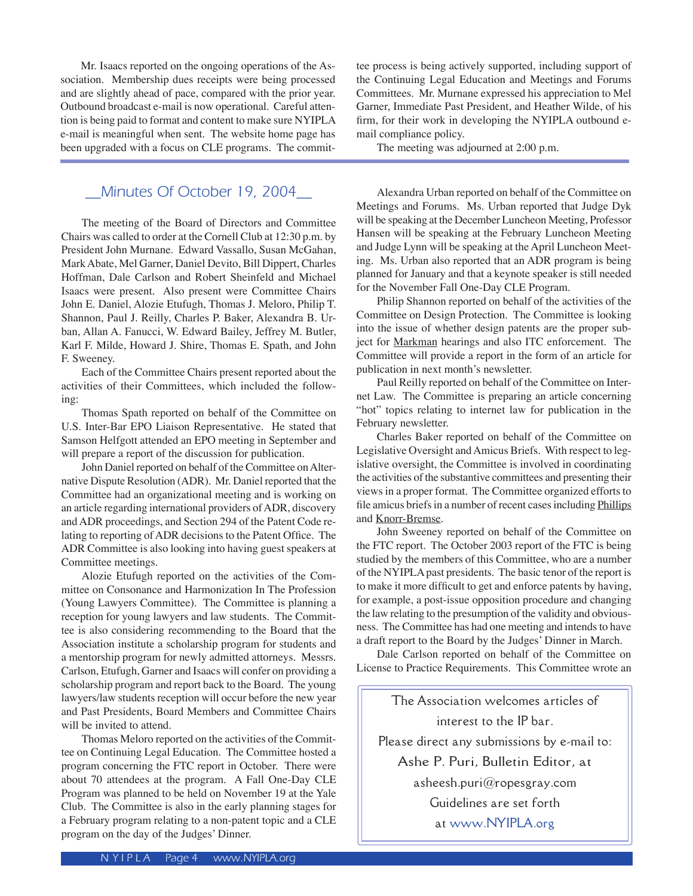Mr. Isaacs reported on the ongoing operations of the Association. Membership dues receipts were being processed and are slightly ahead of pace, compared with the prior year. Outbound broadcast e-mail is now operational. Careful attention is being paid to format and content to make sure NYIPLA e-mail is meaningful when sent. The website home page has been upgraded with a focus on CLE programs. The committee process is being actively supported, including support of the Continuing Legal Education and Meetings and Forums Committees. Mr. Murnane expressed his appreciation to Mel Garner, Immediate Past President, and Heather Wilde, of his firm, for their work in developing the NYIPLA outbound e-mail compliance policy.

The meeting was adjourned at 2:00 p.m.

## Minutes Of October 19, 2004

The meeting of the Board of Directors and Committee Chairs was called to order at the Cornell Club at 12:30 p.m. by President John Murnane. Edward Vassallo, Susan McGahan, Mark Abate, Mel Garner, Daniel Devito, Bill Dippert, Charles Hoffman, Dale Carlson and Robert Sheinfeld and Michael Isaacs were present. Also present were Committee Chairs John E. Daniel, Alozie Etufugh, Thomas J. Meloro, Philip T. Shannon, Paul J. Reilly, Charles P. Baker, Alexandra B. Urban, Allan A. Fanucci, W. Edward Bailey, Jeffrey M. Butler, Karl F. Milde, Howard J. Shire, Thomas E. Spath, and John F. Sweeney.

Each of the Committee Chairs present reported about the activities of their Committees, which included the following:

Thomas Spath reported on behalf of the Committee on U.S. Inter-Bar EPO Liaison Representative. He stated that Samson Helfgott attended an EPO meeting in September and will prepare a report of the discussion for publication.

John Daniel reported on behalf of the Committee on Alternative Dispute Resolution (ADR). Mr. Daniel reported that the Committee had an organizational meeting and is working on an article regarding international providers of ADR, discovery and ADR proceedings, and Section 294 of the Patent Code relating to reporting of ADR decisions to the Patent Office. The ADR Committee is also looking into having guest speakers at Committee meetings.

Alozie Etufugh reported on the activities of the Committee on Consonance and Harmonization In The Profession (Young Lawyers Committee). The Committee is planning a reception for young lawyers and law students. The Committee is also considering recommending to the Board that the Association institute a scholarship program for students and a mentorship program for newly admitted attorneys. Messrs. Carlson, Etufugh, Garner and Isaacs will confer on providing a scholarship program and report back to the Board. The young lawyers/law students reception will occur before the new year and Past Presidents, Board Members and Committee Chairs will be invited to attend.

Thomas Meloro reported on the activities of the Committee on Continuing Legal Education. The Committee hosted a program concerning the FTC report in October. There were about 70 attendees at the program. A Fall One-Day CLE Program was planned to be held on November 19 at the Yale Club. The Committee is also in the early planning stages for a February program relating to a non-patent topic and a CLE program on the day of the Judges' Dinner.

Alexandra Urban reported on behalf of the Committee on Meetings and Forums. Ms. Urban reported that Judge Dyk will be speaking at the December Luncheon Meeting, Professor Hansen will be speaking at the February Luncheon Meeting and Judge Lynn will be speaking at the April Luncheon Meeting. Ms. Urban also reported that an ADR program is being planned for January and that a keynote speaker is still needed for the November Fall One-Day CLE Program.

Philip Shannon reported on behalf of the activities of the Committee on Design Protection. The Committee is looking into the issue of whether design patents are the proper subject for Markman hearings and also ITC enforcement. The Committee will provide a report in the form of an article for publication in next month's newsletter.

Paul Reilly reported on behalf of the Committee on Internet Law. The Committee is preparing an article concerning "hot" topics relating to internet law for publication in the February newsletter.

Charles Baker reported on behalf of the Committee on Legislative Oversight and Amicus Briefs. With respect to legislative oversight, the Committee is involved in coordinating the activities of the substantive committees and presenting their views in a proper format. The Committee organized efforts to file amicus briefs in a number of recent cases including Phillips and Knorr-Bremse.

John Sweeney reported on behalf of the Committee on the FTC report. The October 2003 report of the FTC is being studied by the members of this Committee, who are a number of the NYIPLA past presidents. The basic tenor of the report is to make it more difficult to get and enforce patents by having, for example, a post-issue opposition procedure and changing the law relating to the presumption of the validity and obviousness. The Committee has had one meeting and intends to have a draft report to the Board by the Judges' Dinner in March.

Dale Carlson reported on behalf of the Committee on License to Practice Requirements. This Committee wrote an

> The Association welcomes articles of interest to the IP bar.
> Please direct any submissions by e-mail to:
> Ashe P. Puri, Bulletin Editor, at
> asheesh.puri@ropesgray.com
> Guidelines are set forth
> at www.NYIPLA.org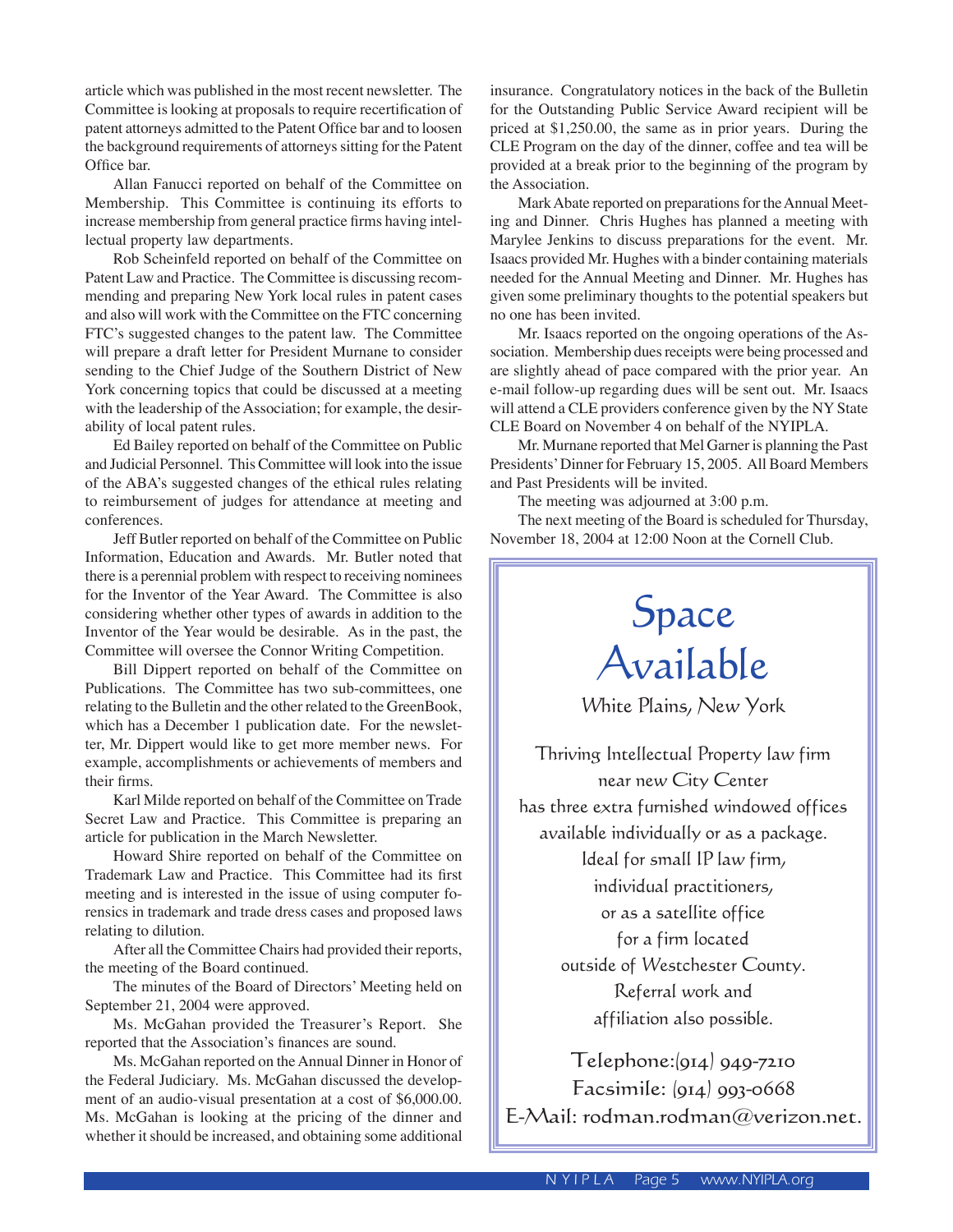article which was published in the most recent newsletter. The Committee is looking at proposals to require recertification of patent attorneys admitted to the Patent Office bar and to loosen the background requirements of attorneys sitting for the Patent Office bar.

Allan Fanucci reported on behalf of the Committee on Membership. This Committee is continuing its efforts to increase membership from general practice firms having intellectual property law departments.

Rob Scheinfeld reported on behalf of the Committee on Patent Law and Practice. The Committee is discussing recommending and preparing New York local rules in patent cases and also will work with the Committee on the FTC concerning FTC's suggested changes to the patent law. The Committee will prepare a draft letter for President Murnane to consider sending to the Chief Judge of the Southern District of New York concerning topics that could be discussed at a meeting with the leadership of the Association; for example, the desirability of local patent rules.

Ed Bailey reported on behalf of the Committee on Public and Judicial Personnel. This Committee will look into the issue of the ABA's suggested changes of the ethical rules relating to reimbursement of judges for attendance at meeting and conferences.

Jeff Butler reported on behalf of the Committee on Public Information, Education and Awards. Mr. Butler noted that there is a perennial problem with respect to receiving nominees for the Inventor of the Year Award. The Committee is also considering whether other types of awards in addition to the Inventor of the Year would be desirable. As in the past, the Committee will oversee the Connor Writing Competition.

Bill Dippert reported on behalf of the Committee on Publications. The Committee has two sub-committees, one relating to the Bulletin and the other related to the GreenBook, which has a December 1 publication date. For the newsletter, Mr. Dippert would like to get more member news. For example, accomplishments or achievements of members and their firms.

Karl Milde reported on behalf of the Committee on Trade Secret Law and Practice. This Committee is preparing an article for publication in the March Newsletter.

Howard Shire reported on behalf of the Committee on Trademark Law and Practice. This Committee had its first meeting and is interested in the issue of using computer forensics in trademark and trade dress cases and proposed laws relating to dilution.

After all the Committee Chairs had provided their reports, the meeting of the Board continued.

The minutes of the Board of Directors' Meeting held on September 21, 2004 were approved.

Ms. McGahan provided the Treasurer's Report. She reported that the Association's finances are sound.

Ms. McGahan reported on the Annual Dinner in Honor of the Federal Judiciary. Ms. McGahan discussed the development of an audio-visual presentation at a cost of $6,000.00. Ms. McGahan is looking at the pricing of the dinner and whether it should be increased, and obtaining some additional insurance. Congratulatory notices in the back of the Bulletin for the Outstanding Public Service Award recipient will be priced at $1,250.00, the same as in prior years. During the CLE Program on the day of the dinner, coffee and tea will be provided at a break prior to the beginning of the program by the Association.

Mark Abate reported on preparations for the Annual Meeting and Dinner. Chris Hughes has planned a meeting with Marylee Jenkins to discuss preparations for the event. Mr. Isaacs provided Mr. Hughes with a binder containing materials needed for the Annual Meeting and Dinner. Mr. Hughes has given some preliminary thoughts to the potential speakers but no one has been invited.

Mr. Isaacs reported on the ongoing operations of the Association. Membership dues receipts were being processed and are slightly ahead of pace compared with the prior year. An e-mail follow-up regarding dues will be sent out. Mr. Isaacs will attend a CLE providers conference given by the NY State CLE Board on November 4 on behalf of the NYIPLA.

Mr. Murnane reported that Mel Garner is planning the Past Presidents' Dinner for February 15, 2005. All Board Members and Past Presidents will be invited.

The meeting was adjourned at 3:00 p.m.

The next meeting of the Board is scheduled for Thursday, November 18, 2004 at 12:00 Noon at the Cornell Club.

# Space Available

White Plains, New York

Thriving Intellectual Property law firm
near new City Center
has three extra furnished windowed offices
available individually or as a package.
Ideal for small IP law firm,
individual practitioners,
or as a satellite office
for a firm located
outside of Westchester County.
Referral work and
affiliation also possible.

Telephone:(914) 949-7210
Facsimile: (914) 993-0668
E-Mail: rodman.rodman@verizon.net.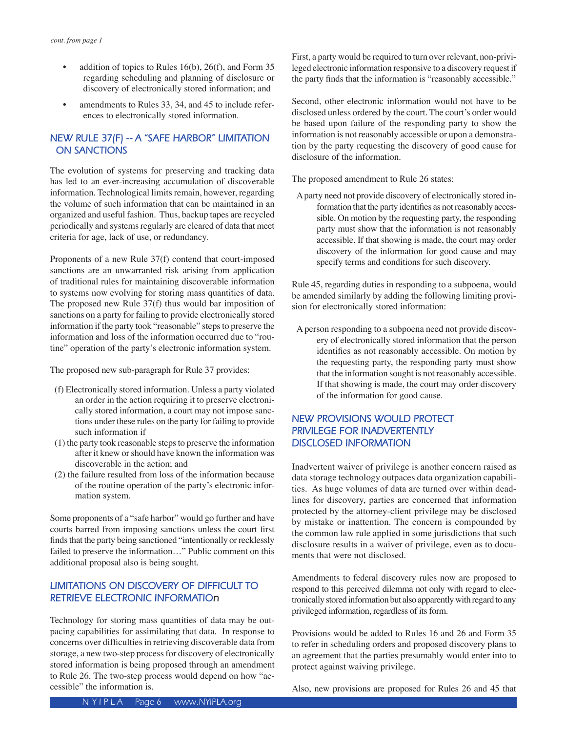*cont. from page 1*

- addition of topics to Rules 16(b), 26(f), and Form 35 regarding scheduling and planning of disclosure or discovery of electronically stored information; and
- amendments to Rules 33, 34, and 45 to include references to electronically stored information.

## NEW RULE 37(F) -- A "SAFE HARBOR" LIMITATION ON SANCTIONS

The evolution of systems for preserving and tracking data has led to an ever-increasing accumulation of discoverable information. Technological limits remain, however, regarding the volume of such information that can be maintained in an organized and useful fashion. Thus, backup tapes are recycled periodically and systems regularly are cleared of data that meet criteria for age, lack of use, or redundancy.

Proponents of a new Rule 37(f) contend that court-imposed sanctions are an unwarranted risk arising from application of traditional rules for maintaining discoverable information to systems now evolving for storing mass quantities of data. The proposed new Rule 37(f) thus would bar imposition of sanctions on a party for failing to provide electronically stored information if the party took "reasonable" steps to preserve the information and loss of the information occurred due to "routine" operation of the party's electronic information system.

The proposed new sub-paragraph for Rule 37 provides:

> (f) Electronically stored information. Unless a party violated an order in the action requiring it to preserve electronically stored information, a court may not impose sanctions under these rules on the party for failing to provide such information if
> (1) the party took reasonable steps to preserve the information after it knew or should have known the information was discoverable in the action; and
> (2) the failure resulted from loss of the information because of the routine operation of the party's electronic information system.

Some proponents of a "safe harbor" would go further and have courts barred from imposing sanctions unless the court first finds that the party being sanctioned "intentionally or recklessly failed to preserve the information…" Public comment on this additional proposal also is being sought.

## LIMITATIONS ON DISCOVERY OF DIFFICULT TO RETRIEVE ELECTRONIC INFORMATION

Technology for storing mass quantities of data may be outpacing capabilities for assimilating that data. In response to concerns over difficulties in retrieving discoverable data from storage, a new two-step process for discovery of electronically stored information is being proposed through an amendment to Rule 26. The two-step process would depend on how "accessible" the information is.

First, a party would be required to turn over relevant, non-privileged electronic information responsive to a discovery request if the party finds that the information is "reasonably accessible."

Second, other electronic information would not have to be disclosed unless ordered by the court. The court's order would be based upon failure of the responding party to show the information is not reasonably accessible or upon a demonstration by the party requesting the discovery of good cause for disclosure of the information.

The proposed amendment to Rule 26 states:

> A party need not provide discovery of electronically stored information that the party identifies as not reasonably accessible. On motion by the requesting party, the responding party must show that the information is not reasonably accessible. If that showing is made, the court may order discovery of the information for good cause and may specify terms and conditions for such discovery.

Rule 45, regarding duties in responding to a subpoena, would be amended similarly by adding the following limiting provision for electronically stored information:

> A person responding to a subpoena need not provide discovery of electronically stored information that the person identifies as not reasonably accessible. On motion by the requesting party, the responding party must show that the information sought is not reasonably accessible. If that showing is made, the court may order discovery of the information for good cause.

## NEW PROVISIONS WOULD PROTECT PRIVILEGE FOR INADVERTENTLY DISCLOSED INFORMATION

Inadvertent waiver of privilege is another concern raised as data storage technology outpaces data organization capabilities. As huge volumes of data are turned over within deadlines for discovery, parties are concerned that information protected by the attorney-client privilege may be disclosed by mistake or inattention. The concern is compounded by the common law rule applied in some jurisdictions that such disclosure results in a waiver of privilege, even as to documents that were not disclosed.

Amendments to federal discovery rules now are proposed to respond to this perceived dilemma not only with regard to electronically stored information but also apparently with regard to any privileged information, regardless of its form.

Provisions would be added to Rules 16 and 26 and Form 35 to refer in scheduling orders and proposed discovery plans to an agreement that the parties presumably would enter into to protect against waiving privilege.

Also, new provisions are proposed for Rules 26 and 45 that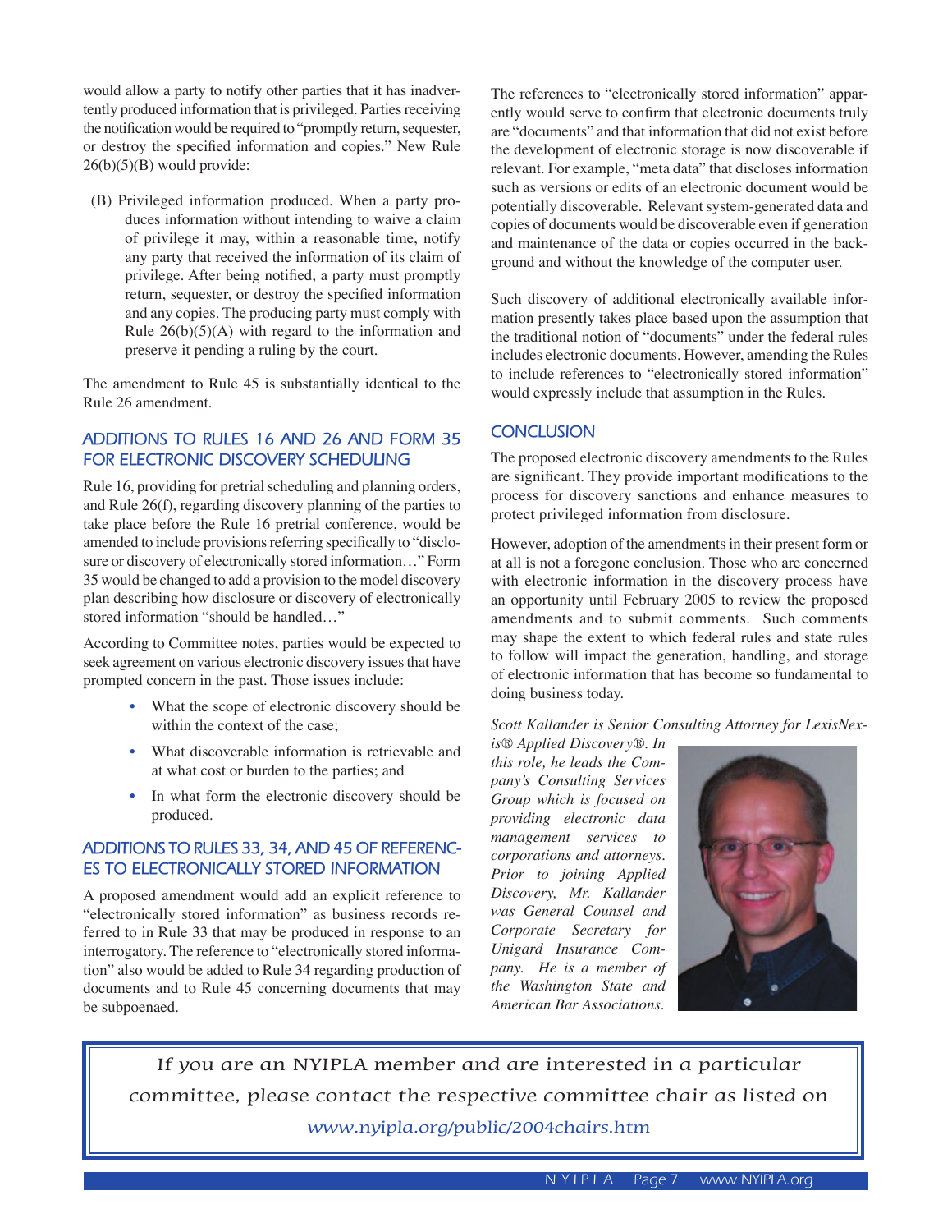would allow a party to notify other parties that it has inadvertently produced information that is privileged. Parties receiving the notification would be required to "promptly return, sequester, or destroy the specified information and copies." New Rule 26(b)(5)(B) would provide:

> (B) Privileged information produced. When a party produces information without intending to waive a claim of privilege it may, within a reasonable time, notify any party that received the information of its claim of privilege. After being notified, a party must promptly return, sequester, or destroy the specified information and any copies. The producing party must comply with Rule 26(b)(5)(A) with regard to the information and preserve it pending a ruling by the court.

The amendment to Rule 45 is substantially identical to the Rule 26 amendment.

## ADDITIONS TO RULES 16 AND 26 AND FORM 35 FOR ELECTRONIC DISCOVERY SCHEDULING

Rule 16, providing for pretrial scheduling and planning orders, and Rule 26(f), regarding discovery planning of the parties to take place before the Rule 16 pretrial conference, would be amended to include provisions referring specifically to "disclosure or discovery of electronically stored information…" Form 35 would be changed to add a provision to the model discovery plan describing how disclosure or discovery of electronically stored information "should be handled…"

According to Committee notes, parties would be expected to seek agreement on various electronic discovery issues that have prompted concern in the past. Those issues include:

- What the scope of electronic discovery should be within the context of the case;
- What discoverable information is retrievable and at what cost or burden to the parties; and
- In what form the electronic discovery should be produced.

## ADDITIONS TO RULES 33, 34, AND 45 OF REFERENCES TO ELECTRONICALLY STORED INFORMATION

A proposed amendment would add an explicit reference to "electronically stored information" as business records referred to in Rule 33 that may be produced in response to an interrogatory. The reference to "electronically stored information" also would be added to Rule 34 regarding production of documents and to Rule 45 concerning documents that may be subpoenaed.

The references to "electronically stored information" apparently would serve to confirm that electronic documents truly are "documents" and that information that did not exist before the development of electronic storage is now discoverable if relevant. For example, "meta data" that discloses information such as versions or edits of an electronic document would be potentially discoverable. Relevant system-generated data and copies of documents would be discoverable even if generation and maintenance of the data or copies occurred in the background and without the knowledge of the computer user.

Such discovery of additional electronically available information presently takes place based upon the assumption that the traditional notion of "documents" under the federal rules includes electronic documents. However, amending the Rules to include references to "electronically stored information" would expressly include that assumption in the Rules.

## CONCLUSION

The proposed electronic discovery amendments to the Rules are significant. They provide important modifications to the process for discovery sanctions and enhance measures to protect privileged information from disclosure.

However, adoption of the amendments in their present form or at all is not a foregone conclusion. Those who are concerned with electronic information in the discovery process have an opportunity until February 2005 to review the proposed amendments and to submit comments. Such comments may shape the extent to which federal rules and state rules to follow will impact the generation, handling, and storage of electronic information that has become so fundamental to doing business today.

*Scott Kallander is Senior Consulting Attorney for LexisNexis® Applied Discovery®. In this role, he leads the Company's Consulting Services Group which is focused on providing electronic data management services to corporations and attorneys. Prior to joining Applied Discovery, Mr. Kallander was General Counsel and Corporate Secretary for Unigard Insurance Company. He is a member of the Washington State and American Bar Associations.*

*If you are an NYIPLA member and are interested in a particular committee, please contact the respective committee chair as listed on www.nyipla.org/public/2004chairs.htm*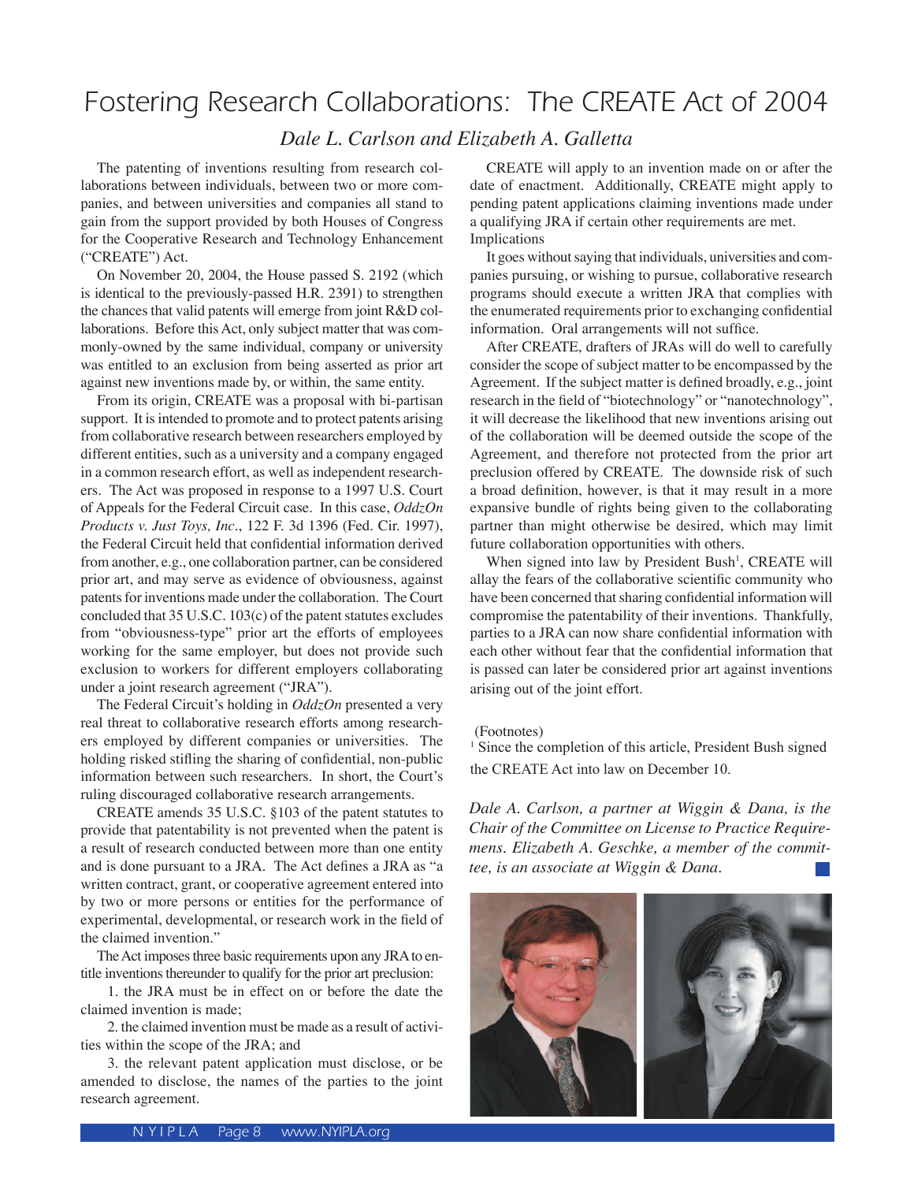# Fostering Research Collaborations: The CREATE Act of 2004

*Dale L. Carlson and Elizabeth A. Galletta*

The patenting of inventions resulting from research collaborations between individuals, between two or more companies, and between universities and companies all stand to gain from the support provided by both Houses of Congress for the Cooperative Research and Technology Enhancement ("CREATE") Act.

On November 20, 2004, the House passed S. 2192 (which is identical to the previously-passed H.R. 2391) to strengthen the chances that valid patents will emerge from joint R&D collaborations. Before this Act, only subject matter that was commonly-owned by the same individual, company or university was entitled to an exclusion from being asserted as prior art against new inventions made by, or within, the same entity.

From its origin, CREATE was a proposal with bi-partisan support. It is intended to promote and to protect patents arising from collaborative research between researchers employed by different entities, such as a university and a company engaged in a common research effort, as well as independent researchers. The Act was proposed in response to a 1997 U.S. Court of Appeals for the Federal Circuit case. In this case, *OddzOn Products v. Just Toys, Inc*., 122 F. 3d 1396 (Fed. Cir. 1997), the Federal Circuit held that confidential information derived from another, e.g., one collaboration partner, can be considered prior art, and may serve as evidence of obviousness, against patents for inventions made under the collaboration. The Court concluded that 35 U.S.C. 103(c) of the patent statutes excludes from "obviousness-type" prior art the efforts of employees working for the same employer, but does not provide such exclusion to workers for different employers collaborating under a joint research agreement ("JRA").

The Federal Circuit's holding in *OddzOn* presented a very real threat to collaborative research efforts among researchers employed by different companies or universities. The holding risked stifling the sharing of confidential, non-public information between such researchers. In short, the Court's ruling discouraged collaborative research arrangements.

CREATE amends 35 U.S.C. §103 of the patent statutes to provide that patentability is not prevented when the patent is a result of research conducted between more than one entity and is done pursuant to a JRA. The Act defines a JRA as "a written contract, grant, or cooperative agreement entered into by two or more persons or entities for the performance of experimental, developmental, or research work in the field of the claimed invention."

The Act imposes three basic requirements upon any JRA to entitle inventions thereunder to qualify for the prior art preclusion:

1. the JRA must be in effect on or before the date the claimed invention is made;
2. the claimed invention must be made as a result of activities within the scope of the JRA; and
3. the relevant patent application must disclose, or be amended to disclose, the names of the parties to the joint research agreement.

CREATE will apply to an invention made on or after the date of enactment. Additionally, CREATE might apply to pending patent applications claiming inventions made under a qualifying JRA if certain other requirements are met.

Implications

It goes without saying that individuals, universities and companies pursuing, or wishing to pursue, collaborative research programs should execute a written JRA that complies with the enumerated requirements prior to exchanging confidential information. Oral arrangements will not suffice.

After CREATE, drafters of JRAs will do well to carefully consider the scope of subject matter to be encompassed by the Agreement. If the subject matter is defined broadly, e.g., joint research in the field of "biotechnology" or "nanotechnology", it will decrease the likelihood that new inventions arising out of the collaboration will be deemed outside the scope of the Agreement, and therefore not protected from the prior art preclusion offered by CREATE. The downside risk of such a broad definition, however, is that it may result in a more expansive bundle of rights being given to the collaborating partner than might otherwise be desired, which may limit future collaboration opportunities with others.

When signed into law by President Bush[1], CREATE will allay the fears of the collaborative scientific community who have been concerned that sharing confidential information will compromise the patentability of their inventions. Thankfully, parties to a JRA can now share confidential information with each other without fear that the confidential information that is passed can later be considered prior art against inventions arising out of the joint effort.

(Footnotes)

[1] Since the completion of this article, President Bush signed the CREATE Act into law on December 10.

*Dale A. Carlson, a partner at Wiggin & Dana, is the Chair of the Committee on License to Practice Requiremens. Elizabeth A. Geschke, a member of the committee, is an associate at Wiggin & Dana.*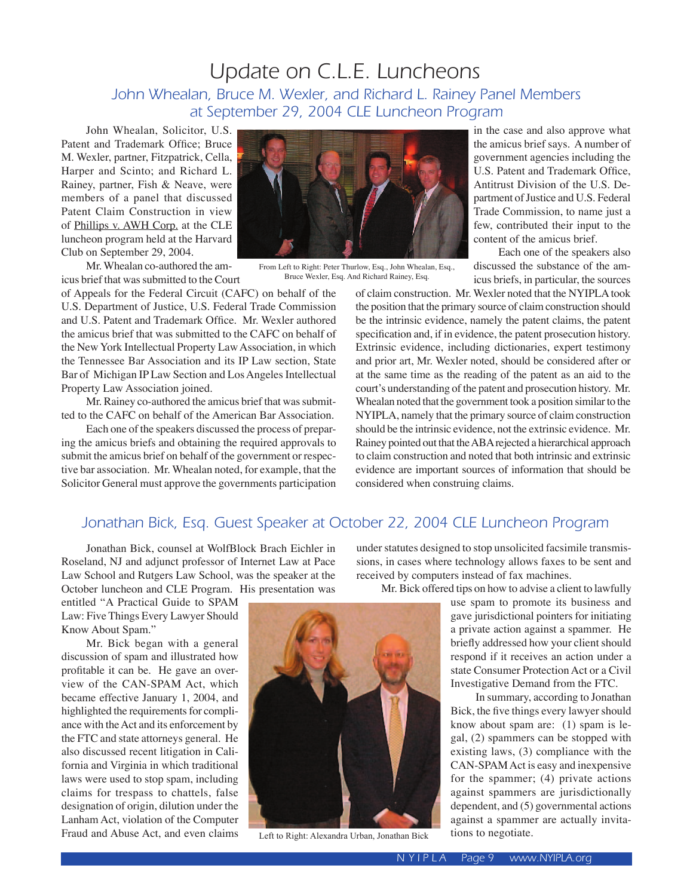# Update on C.L.E. Luncheons

## John Whealan, Bruce M. Wexler, and Richard L. Rainey Panel Members at September 29, 2004 CLE Luncheon Program

John Whealan, Solicitor, U.S. Patent and Trademark Office; Bruce M. Wexler, partner, Fitzpatrick, Cella, Harper and Scinto; and Richard L. Rainey, partner, Fish & Neave, were members of a panel that discussed Patent Claim Construction in view of Phillips v. AWH Corp. at the CLE luncheon program held at the Harvard Club on September 29, 2004.

From Left to Right: Peter Thurlow, Esq., John Whealan, Esq., Bruce Wexler, Esq. And Richard Rainey, Esq.

Mr. Whealan co-authored the amicus brief that was submitted to the Court of Appeals for the Federal Circuit (CAFC) on behalf of the U.S. Department of Justice, U.S. Federal Trade Commission and U.S. Patent and Trademark Office. Mr. Wexler authored the amicus brief that was submitted to the CAFC on behalf of the New York Intellectual Property Law Association, in which the Tennessee Bar Association and its IP Law section, State Bar of Michigan IP Law Section and Los Angeles Intellectual Property Law Association joined.

Mr. Rainey co-authored the amicus brief that was submitted to the CAFC on behalf of the American Bar Association.

Each one of the speakers discussed the process of preparing the amicus briefs and obtaining the required approvals to submit the amicus brief on behalf of the government or respective bar association. Mr. Whealan noted, for example, that the Solicitor General must approve the governments participation in the case and also approve what the amicus brief says. A number of government agencies including the U.S. Patent and Trademark Office, Antitrust Division of the U.S. Department of Justice and U.S. Federal Trade Commission, to name just a few, contributed their input to the content of the amicus brief.

Each one of the speakers also discussed the substance of the amicus briefs, in particular, the sources of claim construction. Mr. Wexler noted that the NYIPLA took the position that the primary source of claim construction should be the intrinsic evidence, namely the patent claims, the patent specification and, if in evidence, the patent prosecution history. Extrinsic evidence, including dictionaries, expert testimony and prior art, Mr. Wexler noted, should be considered after or at the same time as the reading of the patent as an aid to the court's understanding of the patent and prosecution history. Mr. Whealan noted that the government took a position similar to the NYIPLA, namely that the primary source of claim construction should be the intrinsic evidence, not the extrinsic evidence. Mr. Rainey pointed out that the ABA rejected a hierarchical approach to claim construction and noted that both intrinsic and extrinsic evidence are important sources of information that should be considered when construing claims.

## Jonathan Bick, Esq. Guest Speaker at October 22, 2004 CLE Luncheon Program

Jonathan Bick, counsel at WolfBlock Brach Eichler in Roseland, NJ and adjunct professor of Internet Law at Pace Law School and Rutgers Law School, was the speaker at the October luncheon and CLE Program. His presentation was entitled "A Practical Guide to SPAM Law: Five Things Every Lawyer Should Know About Spam."

Mr. Bick began with a general discussion of spam and illustrated how profitable it can be. He gave an overview of the CAN-SPAM Act, which became effective January 1, 2004, and highlighted the requirements for compliance with the Act and its enforcement by the FTC and state attorneys general. He also discussed recent litigation in California and Virginia in which traditional laws were used to stop spam, including claims for trespass to chattels, false designation of origin, dilution under the Lanham Act, violation of the Computer Fraud and Abuse Act, and even claims under statutes designed to stop unsolicited facsimile transmissions, in cases where technology allows faxes to be sent and received by computers instead of fax machines.

Left to Right: Alexandra Urban, Jonathan Bick

Mr. Bick offered tips on how to advise a client to lawfully use spam to promote its business and gave jurisdictional pointers for initiating a private action against a spammer. He briefly addressed how your client should respond if it receives an action under a state Consumer Protection Act or a Civil Investigative Demand from the FTC.

In summary, according to Jonathan Bick, the five things every lawyer should know about spam are: (1) spam is legal, (2) spammers can be stopped with existing laws, (3) compliance with the CAN-SPAM Act is easy and inexpensive for the spammer; (4) private actions against spammers are jurisdictionally dependent, and (5) governmental actions against a spammer are actually invitations to negotiate.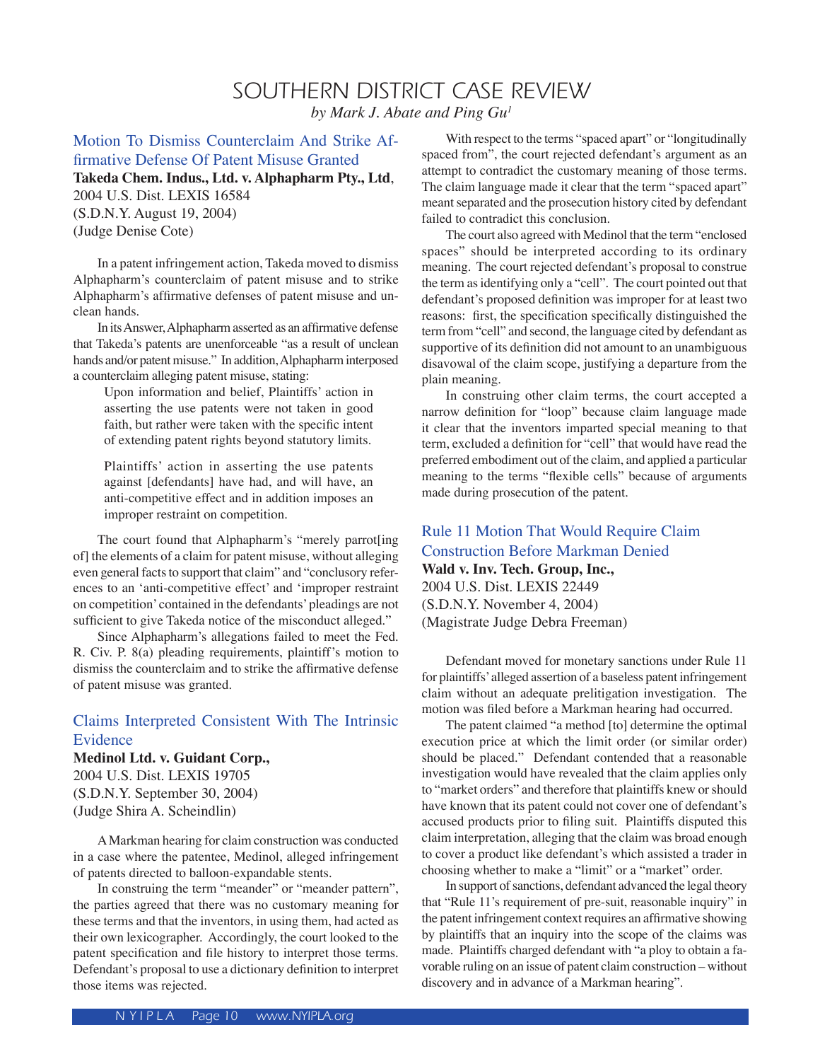# SOUTHERN DISTRICT CASE REVIEW

*by Mark J. Abate and Ping Gu*[1]

## Motion To Dismiss Counterclaim And Strike Affirmative Defense Of Patent Misuse Granted

**Takeda Chem. Indus., Ltd. v. Alphapharm Pty., Ltd**,
2004 U.S. Dist. LEXIS 16584
(S.D.N.Y. August 19, 2004)
(Judge Denise Cote)

In a patent infringement action, Takeda moved to dismiss Alphapharm's counterclaim of patent misuse and to strike Alphapharm's affirmative defenses of patent misuse and unclean hands.

In its Answer, Alphapharm asserted as an affirmative defense that Takeda's patents are unenforceable "as a result of unclean hands and/or patent misuse." In addition, Alphapharm interposed a counterclaim alleging patent misuse, stating:

> Upon information and belief, Plaintiffs' action in asserting the use patents were not taken in good faith, but rather were taken with the specific intent of extending patent rights beyond statutory limits.
>
> Plaintiffs' action in asserting the use patents against [defendants] have had, and will have, an anti-competitive effect and in addition imposes an improper restraint on competition.

The court found that Alphapharm's "merely parrot[ing of] the elements of a claim for patent misuse, without alleging even general facts to support that claim" and "conclusory references to an 'anti-competitive effect' and 'improper restraint on competition' contained in the defendants' pleadings are not sufficient to give Takeda notice of the misconduct alleged."

Since Alphapharm's allegations failed to meet the Fed. R. Civ. P. 8(a) pleading requirements, plaintiff's motion to dismiss the counterclaim and to strike the affirmative defense of patent misuse was granted.

## Claims Interpreted Consistent With The Intrinsic Evidence

**Medinol Ltd. v. Guidant Corp.,**
2004 U.S. Dist. LEXIS 19705
(S.D.N.Y. September 30, 2004)
(Judge Shira A. Scheindlin)

A Markman hearing for claim construction was conducted in a case where the patentee, Medinol, alleged infringement of patents directed to balloon-expandable stents.

In construing the term "meander" or "meander pattern", the parties agreed that there was no customary meaning for these terms and that the inventors, in using them, had acted as their own lexicographer. Accordingly, the court looked to the patent specification and file history to interpret those terms. Defendant's proposal to use a dictionary definition to interpret those items was rejected.

With respect to the terms "spaced apart" or "longitudinally spaced from", the court rejected defendant's argument as an attempt to contradict the customary meaning of those terms. The claim language made it clear that the term "spaced apart" meant separated and the prosecution history cited by defendant failed to contradict this conclusion.

The court also agreed with Medinol that the term "enclosed spaces" should be interpreted according to its ordinary meaning. The court rejected defendant's proposal to construe the term as identifying only a "cell". The court pointed out that defendant's proposed definition was improper for at least two reasons: first, the specification specifically distinguished the term from "cell" and second, the language cited by defendant as supportive of its definition did not amount to an unambiguous disavowal of the claim scope, justifying a departure from the plain meaning.

In construing other claim terms, the court accepted a narrow definition for "loop" because claim language made it clear that the inventors imparted special meaning to that term, excluded a definition for "cell" that would have read the preferred embodiment out of the claim, and applied a particular meaning to the terms "flexible cells" because of arguments made during prosecution of the patent.

## Rule 11 Motion That Would Require Claim Construction Before Markman Denied

**Wald v. Inv. Tech. Group, Inc.,**
2004 U.S. Dist. LEXIS 22449
(S.D.N.Y. November 4, 2004)
(Magistrate Judge Debra Freeman)

Defendant moved for monetary sanctions under Rule 11 for plaintiffs' alleged assertion of a baseless patent infringement claim without an adequate prelitigation investigation. The motion was filed before a Markman hearing had occurred.

The patent claimed "a method [to] determine the optimal execution price at which the limit order (or similar order) should be placed." Defendant contended that a reasonable investigation would have revealed that the claim applies only to "market orders" and therefore that plaintiffs knew or should have known that its patent could not cover one of defendant's accused products prior to filing suit. Plaintiffs disputed this claim interpretation, alleging that the claim was broad enough to cover a product like defendant's which assisted a trader in choosing whether to make a "limit" or a "market" order.

In support of sanctions, defendant advanced the legal theory that "Rule 11's requirement of pre-suit, reasonable inquiry" in the patent infringement context requires an affirmative showing by plaintiffs that an inquiry into the scope of the claims was made. Plaintiffs charged defendant with "a ploy to obtain a favorable ruling on an issue of patent claim construction – without discovery and in advance of a Markman hearing".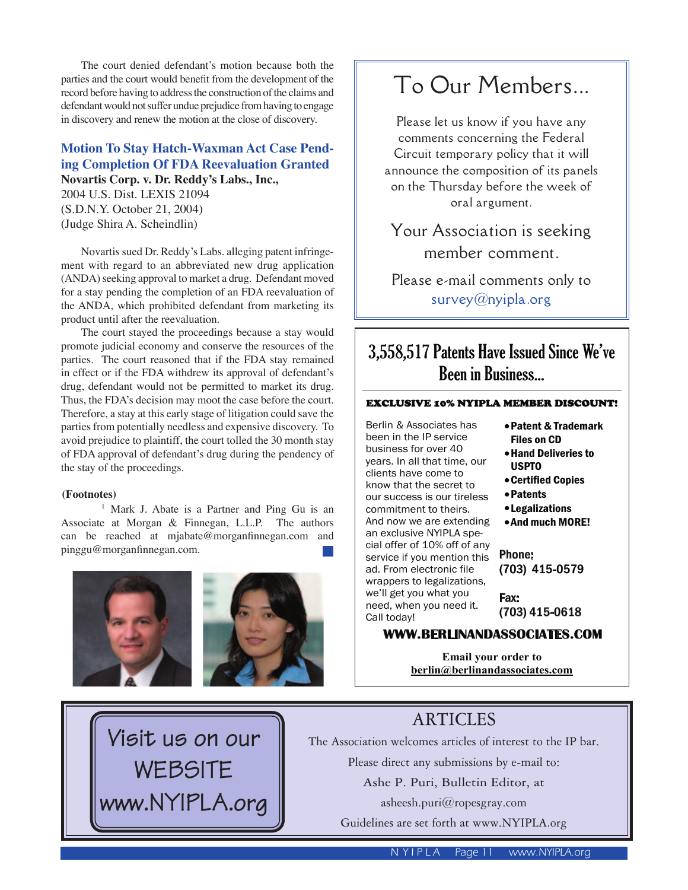The court denied defendant's motion because both the parties and the court would benefit from the development of the record before having to address the construction of the claims and defendant would not suffer undue prejudice from having to engage in discovery and renew the motion at the close of discovery.

### Motion To Stay Hatch-Waxman Act Case Pending Completion Of FDA Reevaluation Granted

**Novartis Corp. v. Dr. Reddy's Labs., Inc.,**
2004 U.S. Dist. LEXIS 21094
(S.D.N.Y. October 21, 2004)
(Judge Shira A. Scheindlin)

Novartis sued Dr. Reddy's Labs. alleging patent infringement with regard to an abbreviated new drug application (ANDA) seeking approval to market a drug. Defendant moved for a stay pending the completion of an FDA reevaluation of the ANDA, which prohibited defendant from marketing its product until after the reevaluation.

The court stayed the proceedings because a stay would promote judicial economy and conserve the resources of the parties. The court reasoned that if the FDA stay remained in effect or if the FDA withdrew its approval of defendant's drug, defendant would not be permitted to market its drug. Thus, the FDA's decision may moot the case before the court. Therefore, a stay at this early stage of litigation could save the parties from potentially needless and expensive discovery. To avoid prejudice to plaintiff, the court tolled the 30 month stay of FDA approval of defendant's drug during the pendency of the stay of the proceedings.

**(Footnotes)**

[1] Mark J. Abate is a Partner and Ping Gu is an Associate at Morgan & Finnegan, L.L.P. The authors can be reached at mjabate@morganfinnegan.com and pinggu@morganfinnegan.com.

## To Our Members...

Please let us know if you have any comments concerning the Federal Circuit temporary policy that it will announce the composition of its panels on the Thursday before the week of oral argument.

Your Association is seeking member comment.

Please e-mail comments only to survey@nyipla.org

## 3,558,517 Patents Have Issued Since We've Been in Business...

**EXCLUSIVE 10% NYIPLA MEMBER DISCOUNT!**

Berlin & Associates has been in the IP service business for over 40 years. In all that time, our clients have come to know that the secret to our success is our tireless commitment to theirs. And now we are extending an exclusive NYIPLA special offer of 10% off of any service if you mention this ad. From electronic file wrappers to legalizations, we'll get you what you need, when you need it. Call today!

- **Patent & Trademark Files on CD**
- **Hand Deliveries to USPTO**
- **Certified Copies**
- **Patents**
- **Legalizations**
- **And much MORE!**

**Phone:**
**(703) 415-0579**

**Fax:**
**(703) 415-0618**

**WWW.BERLINANDASSOCIATES.COM**

**Email your order to**
**berlin@berlinandassociates.com**

Visit us on our WEBSITE www.NYIPLA.org

## ARTICLES

The Association welcomes articles of interest to the IP bar.

Please direct any submissions by e-mail to:

Ashe P. Puri, Bulletin Editor, at

asheesh.puri@ropesgray.com

Guidelines are set forth at www.NYIPLA.org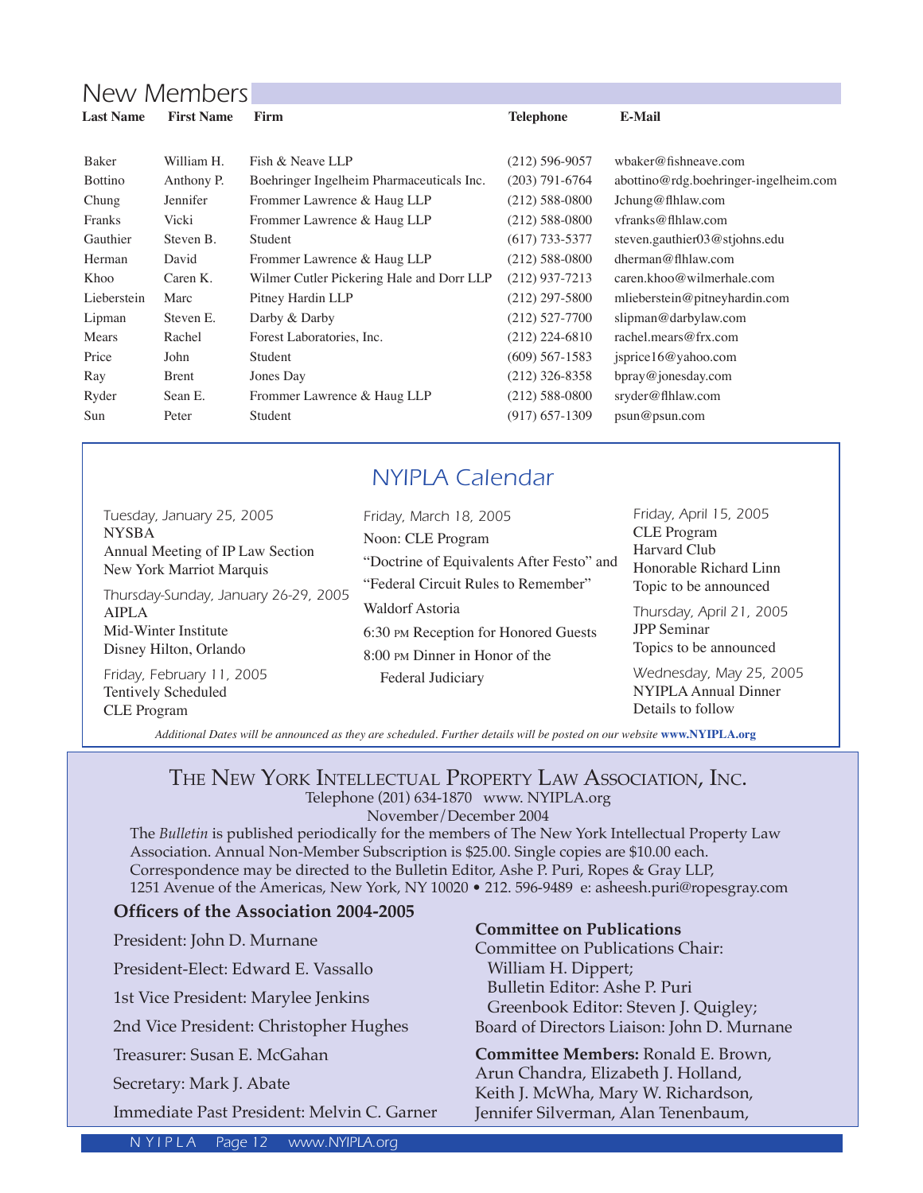## New Members

| Last Name | First Name | Firm | Telephone | E-Mail |
|---|---|---|---|---|
| Baker | William H. | Fish & Neave LLP | (212) 596-9057 | wbaker@fishneave.com |
| Bottino | Anthony P. | Boehringer Ingelheim Pharmaceuticals Inc. | (203) 791-6764 | abottino@rdg.boehringer-ingelheim.com |
| Chung | Jennifer | Frommer Lawrence & Haug LLP | (212) 588-0800 | Jchung@flhlaw.com |
| Franks | Vicki | Frommer Lawrence & Haug LLP | (212) 588-0800 | vfranks@flhlaw.com |
| Gauthier | Steven B. | Student | (617) 733-5377 | steven.gauthier03@stjohns.edu |
| Herman | David | Frommer Lawrence & Haug LLP | (212) 588-0800 | dherman@flhlaw.com |
| Khoo | Caren K. | Wilmer Cutler Pickering Hale and Dorr LLP | (212) 937-7213 | caren.khoo@wilmerhale.com |
| Lieberstein | Marc | Pitney Hardin LLP | (212) 297-5800 | mlieberstein@pitneyhardin.com |
| Lipman | Steven E. | Darby & Darby | (212) 527-7700 | slipman@darbylaw.com |
| Mears | Rachel | Forest Laboratories, Inc. | (212) 224-6810 | rachel.mears@frx.com |
| Price | John | Student | (609) 567-1583 | jsprice16@yahoo.com |
| Ray | Brent | Jones Day | (212) 326-8358 | bpray@jonesday.com |
| Ryder | Sean E. | Frommer Lawrence & Haug LLP | (212) 588-0800 | sryder@flhlaw.com |
| Sun | Peter | Student | (917) 657-1309 | psun@psun.com |

## NYIPLA Calendar

*Tuesday, January 25, 2005*
NYSBA
Annual Meeting of IP Law Section
New York Marriot Marquis

*Thursday-Sunday, January 26-29, 2005*
AIPLA
Mid-Winter Institute
Disney Hilton, Orlando

*Friday, February 11, 2005*
Tentively Scheduled
CLE Program

*Friday, March 18, 2005*
Noon: CLE Program
"Doctrine of Equivalents After Festo" and
"Federal Circuit Rules to Remember"
Waldorf Astoria
6:30 PM Reception for Honored Guests
8:00 PM Dinner in Honor of the
Federal Judiciary

*Friday, April 15, 2005*
CLE Program
Harvard Club
Honorable Richard Linn
Topic to be announced

*Thursday, April 21, 2005*
JPP Seminar
Topics to be announced

*Wednesday, May 25, 2005*
NYIPLA Annual Dinner
Details to follow

*Additional Dates will be announced as they are scheduled. Further details will be posted on our website* **www.NYIPLA.org**

## The New York Intellectual Property Law Association, Inc.

Telephone (201) 634-1870 www. NYIPLA.org
November/December 2004

The *Bulletin* is published periodically for the members of The New York Intellectual Property Law Association. Annual Non-Member Subscription is $25.00. Single copies are $10.00 each. Correspondence may be directed to the Bulletin Editor, Ashe P. Puri, Ropes & Gray LLP, 1251 Avenue of the Americas, New York, NY 10020 • 212. 596-9489 e: asheesh.puri@ropesgray.com

### Officers of the Association 2004-2005

President: John D. Murnane

President-Elect: Edward E. Vassallo

1st Vice President: Marylee Jenkins

2nd Vice President: Christopher Hughes

Treasurer: Susan E. McGahan

Secretary: Mark J. Abate

Immediate Past President: Melvin C. Garner

### Committee on Publications

Committee on Publications Chair:
William H. Dippert;
Bulletin Editor: Ashe P. Puri
Greenbook Editor: Steven J. Quigley;
Board of Directors Liaison: John D. Murnane

**Committee Members:** Ronald E. Brown, Arun Chandra, Elizabeth J. Holland, Keith J. McWha, Mary W. Richardson, Jennifer Silverman, Alan Tenenbaum,